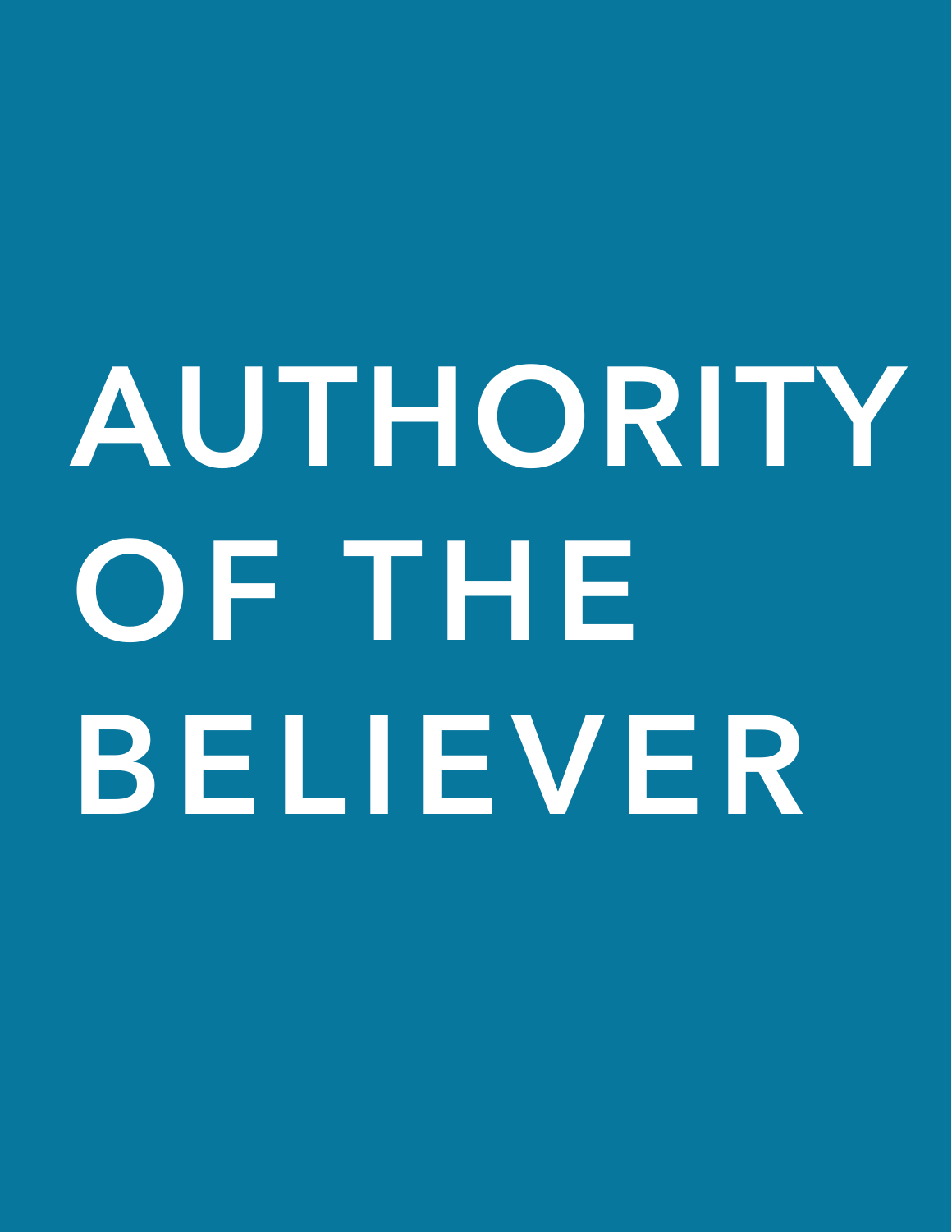# AUTHORITY OF THE BELIEVER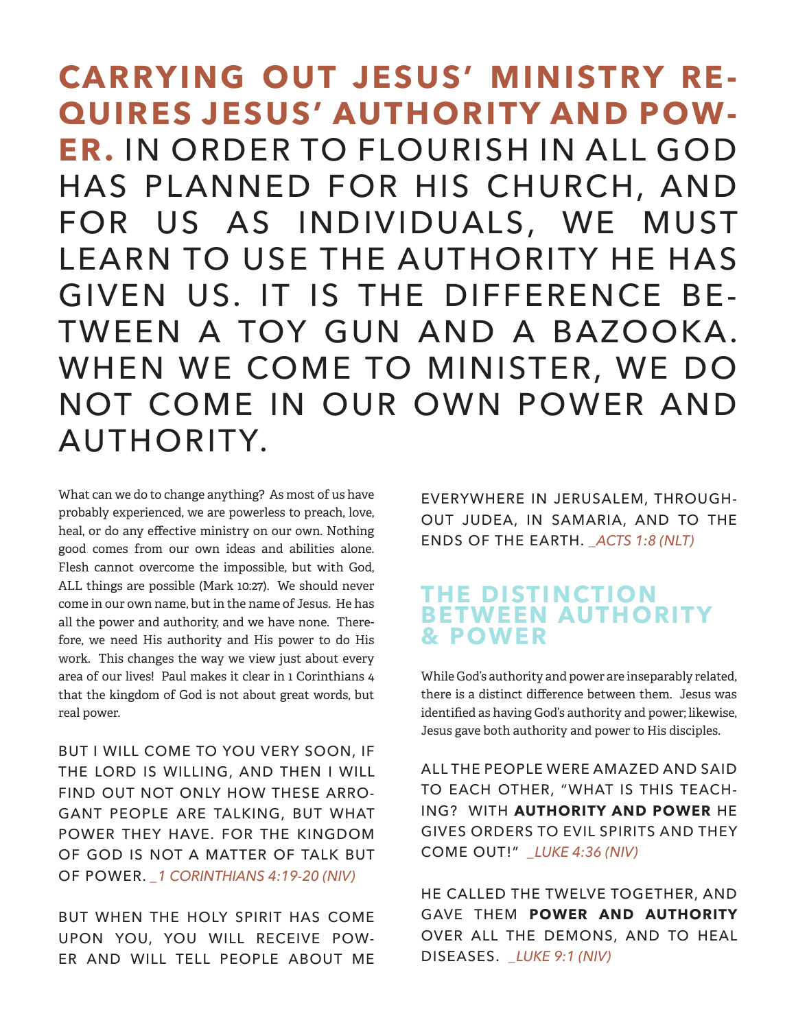**CARRYING OUT JESUS' MINISTRY REQUIRES JESUS' AUTHORITY AND POWER.** IN ORDER TO FLOURISH IN ALL GOD HAS PLANNED FOR HIS CHURCH, AND FOR US AS INDIVIDUALS, WE MUST LEARN TO USE THE AUTHORITY HE HAS GIVEN US. IT IS THE DIFFERENCE BETWEEN A TOY GUN AND A BAZOOKA. WHEN WE COME TO MINISTER, WE DO NOT COME IN OUR OWN POWER AND AUTHORITY.

What can we do to change anything? As most of us have probably experienced, we are powerless to preach, love, heal, or do any effective ministry on our own. Nothing good comes from our own ideas and abilities alone. Flesh cannot overcome the impossible, but with God, ALL things are possible (Mark 10:27). We should never come in our own name, but in the name of Jesus. He has all the power and authority, and we have none. Therefore, we need His authority and His power to do His work. This changes the way we view just about every area of our lives! Paul makes it clear in 1 Corinthians 4 that the kingdom of God is not about great words, but real power.

BUT I WILL COME TO YOU VERY SOON, IF THE LORD IS WILLING, AND THEN I WILL FIND OUT NOT ONLY HOW THESE ARROGANT PEOPLE ARE TALKING, BUT WHAT POWER THEY HAVE. FOR THE KINGDOM OF GOD IS NOT A MATTER OF TALK BUT OF POWER. *_1 CORINTHIANS 4:19-20 (NIV)*

BUT WHEN THE HOLY SPIRIT HAS COME UPON YOU, YOU WILL RECEIVE POWER AND WILL TELL PEOPLE ABOUT ME EVERYWHERE IN JERUSALEM, THROUGHOUT JUDEA, IN SAMARIA, AND TO THE ENDS OF THE EARTH. *_ACTS 1:8 (NLT)*

## THE DISTINCTION BETWEEN AUTHORITY & POWER

While God's authority and power are inseparably related, there is a distinct difference between them. Jesus was identified as having God's authority and power; likewise, Jesus gave both authority and power to His disciples.

ALL THE PEOPLE WERE AMAZED AND SAID TO EACH OTHER, "WHAT IS THIS TEACHING? WITH **AUTHORITY AND POWER** HE GIVES ORDERS TO EVIL SPIRITS AND THEY COME OUT!" *_LUKE 4:36 (NIV)*

HE CALLED THE TWELVE TOGETHER, AND GAVE THEM **POWER AND AUTHORITY** OVER ALL THE DEMONS, AND TO HEAL DISEASES. *_LUKE 9:1 (NIV)*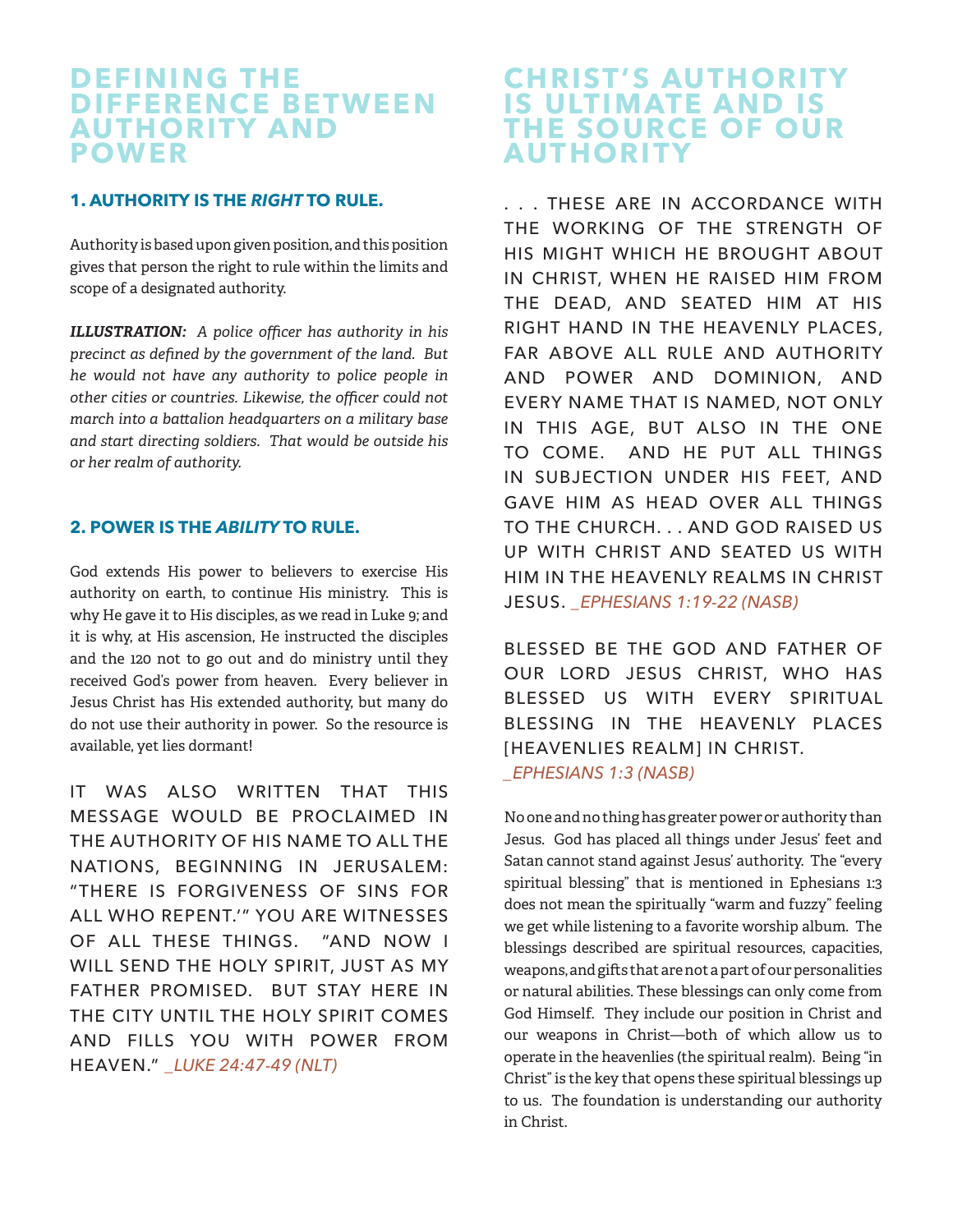## DEFINING THE DIFFERENCE BETWEEN AUTHORITY AND POWER

### 1. AUTHORITY IS THE *RIGHT* TO RULE.

Authority is based upon given position, and this position gives that person the right to rule within the limits and scope of a designated authority.

***ILLUSTRATION:*** *A police officer has authority in his precinct as defined by the government of the land. But he would not have any authority to police people in other cities or countries. Likewise, the officer could not march into a battalion headquarters on a military base and start directing soldiers. That would be outside his or her realm of authority.*

### 2. POWER IS THE *ABILITY* TO RULE.

God extends His power to believers to exercise His authority on earth, to continue His ministry. This is why He gave it to His disciples, as we read in Luke 9; and it is why, at His ascension, He instructed the disciples and the 120 not to go out and do ministry until they received God's power from heaven. Every believer in Jesus Christ has His extended authority, but many do do not use their authority in power. So the resource is available, yet lies dormant!

IT WAS ALSO WRITTEN THAT THIS MESSAGE WOULD BE PROCLAIMED IN THE AUTHORITY OF HIS NAME TO ALL THE NATIONS, BEGINNING IN JERUSALEM: "THERE IS FORGIVENESS OF SINS FOR ALL WHO REPENT.'" YOU ARE WITNESSES OF ALL THESE THINGS. "AND NOW I WILL SEND THE HOLY SPIRIT, JUST AS MY FATHER PROMISED. BUT STAY HERE IN THE CITY UNTIL THE HOLY SPIRIT COMES AND FILLS YOU WITH POWER FROM HEAVEN." *_LUKE 24:47-49 (NLT)*

## CHRIST'S AUTHORITY IS ULTIMATE AND IS THE SOURCE OF OUR AUTHORITY

. . . THESE ARE IN ACCORDANCE WITH THE WORKING OF THE STRENGTH OF HIS MIGHT WHICH HE BROUGHT ABOUT IN CHRIST, WHEN HE RAISED HIM FROM THE DEAD, AND SEATED HIM AT HIS RIGHT HAND IN THE HEAVENLY PLACES, FAR ABOVE ALL RULE AND AUTHORITY AND POWER AND DOMINION, AND EVERY NAME THAT IS NAMED, NOT ONLY IN THIS AGE, BUT ALSO IN THE ONE TO COME. AND HE PUT ALL THINGS IN SUBJECTION UNDER HIS FEET, AND GAVE HIM AS HEAD OVER ALL THINGS TO THE CHURCH. . . AND GOD RAISED US UP WITH CHRIST AND SEATED US WITH HIM IN THE HEAVENLY REALMS IN CHRIST JESUS. *_EPHESIANS 1:19-22 (NASB)*

BLESSED BE THE GOD AND FATHER OF OUR LORD JESUS CHRIST, WHO HAS BLESSED US WITH EVERY SPIRITUAL BLESSING IN THE HEAVENLY PLACES [HEAVENLIES REALM] IN CHRIST. *_EPHESIANS 1:3 (NASB)*

No one and no thing has greater power or authority than Jesus. God has placed all things under Jesus' feet and Satan cannot stand against Jesus' authority. The "every spiritual blessing" that is mentioned in Ephesians 1:3 does not mean the spiritually "warm and fuzzy" feeling we get while listening to a favorite worship album. The blessings described are spiritual resources, capacities, weapons, and gifts that are not a part of our personalities or natural abilities. These blessings can only come from God Himself. They include our position in Christ and our weapons in Christ—both of which allow us to operate in the heavenlies (the spiritual realm). Being "in Christ" is the key that opens these spiritual blessings up to us. The foundation is understanding our authority in Christ.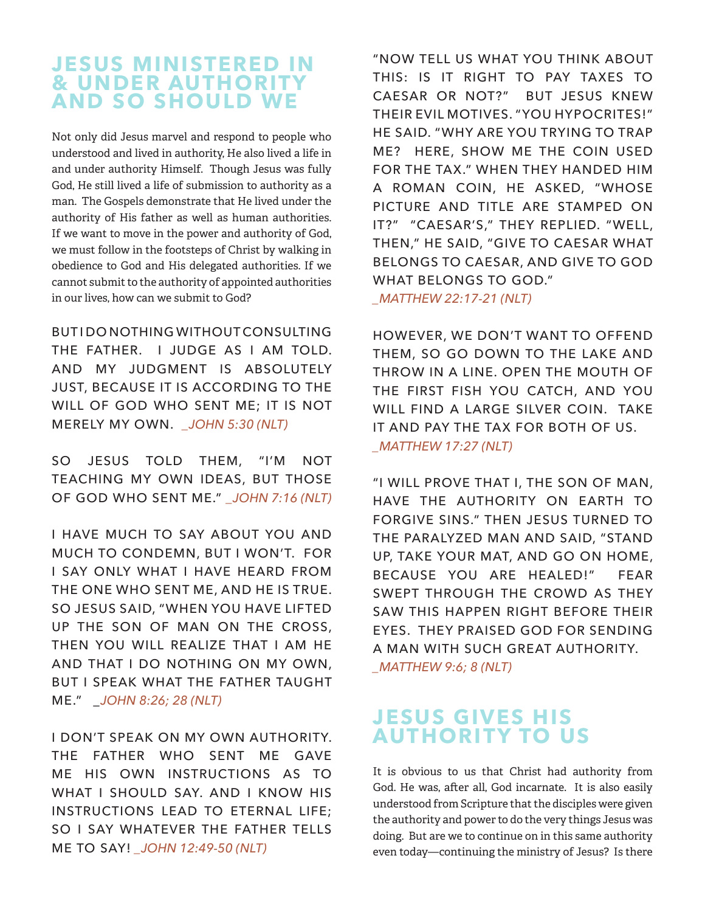## JESUS MINISTERED IN & UNDER AUTHORITY AND SO SHOULD WE

Not only did Jesus marvel and respond to people who understood and lived in authority, He also lived a life in and under authority Himself. Though Jesus was fully God, He still lived a life of submission to authority as a man. The Gospels demonstrate that He lived under the authority of His father as well as human authorities. If we want to move in the power and authority of God, we must follow in the footsteps of Christ by walking in obedience to God and His delegated authorities. If we cannot submit to the authority of appointed authorities in our lives, how can we submit to God?

BUT I DO NOTHING WITHOUT CONSULTING THE FATHER. I JUDGE AS I AM TOLD. AND MY JUDGMENT IS ABSOLUTELY JUST, BECAUSE IT IS ACCORDING TO THE WILL OF GOD WHO SENT ME; IT IS NOT MERELY MY OWN. *_JOHN 5:30 (NLT)*

SO JESUS TOLD THEM, "I'M NOT TEACHING MY OWN IDEAS, BUT THOSE OF GOD WHO SENT ME." *_JOHN 7:16 (NLT)*

I HAVE MUCH TO SAY ABOUT YOU AND MUCH TO CONDEMN, BUT I WON'T. FOR I SAY ONLY WHAT I HAVE HEARD FROM THE ONE WHO SENT ME, AND HE IS TRUE. SO JESUS SAID, "WHEN YOU HAVE LIFTED UP THE SON OF MAN ON THE CROSS, THEN YOU WILL REALIZE THAT I AM HE AND THAT I DO NOTHING ON MY OWN, BUT I SPEAK WHAT THE FATHER TAUGHT ME." *_JOHN 8:26; 28 (NLT)*

I DON'T SPEAK ON MY OWN AUTHORITY. THE FATHER WHO SENT ME GAVE ME HIS OWN INSTRUCTIONS AS TO WHAT I SHOULD SAY. AND I KNOW HIS INSTRUCTIONS LEAD TO ETERNAL LIFE; SO I SAY WHATEVER THE FATHER TELLS ME TO SAY! *_JOHN 12:49-50 (NLT)*

"NOW TELL US WHAT YOU THINK ABOUT THIS: IS IT RIGHT TO PAY TAXES TO CAESAR OR NOT?" BUT JESUS KNEW THEIR EVIL MOTIVES. "YOU HYPOCRITES!" HE SAID. "WHY ARE YOU TRYING TO TRAP ME? HERE, SHOW ME THE COIN USED FOR THE TAX." WHEN THEY HANDED HIM A ROMAN COIN, HE ASKED, "WHOSE PICTURE AND TITLE ARE STAMPED ON IT?" "CAESAR'S," THEY REPLIED. "WELL, THEN," HE SAID, "GIVE TO CAESAR WHAT BELONGS TO CAESAR, AND GIVE TO GOD WHAT BELONGS TO GOD." *_MATTHEW 22:17-21 (NLT)*

HOWEVER, WE DON'T WANT TO OFFEND THEM, SO GO DOWN TO THE LAKE AND THROW IN A LINE. OPEN THE MOUTH OF THE FIRST FISH YOU CATCH, AND YOU WILL FIND A LARGE SILVER COIN. TAKE IT AND PAY THE TAX FOR BOTH OF US. *_MATTHEW 17:27 (NLT)*

"I WILL PROVE THAT I, THE SON OF MAN, HAVE THE AUTHORITY ON EARTH TO FORGIVE SINS." THEN JESUS TURNED TO THE PARALYZED MAN AND SAID, "STAND UP, TAKE YOUR MAT, AND GO ON HOME, BECAUSE YOU ARE HEALED!" FEAR SWEPT THROUGH THE CROWD AS THEY SAW THIS HAPPEN RIGHT BEFORE THEIR EYES. THEY PRAISED GOD FOR SENDING A MAN WITH SUCH GREAT AUTHORITY. *_MATTHEW 9:6; 8 (NLT)*

## JESUS GIVES HIS AUTHORITY TO US

It is obvious to us that Christ had authority from God. He was, after all, God incarnate. It is also easily understood from Scripture that the disciples were given the authority and power to do the very things Jesus was doing. But are we to continue on in this same authority even today—continuing the ministry of Jesus? Is there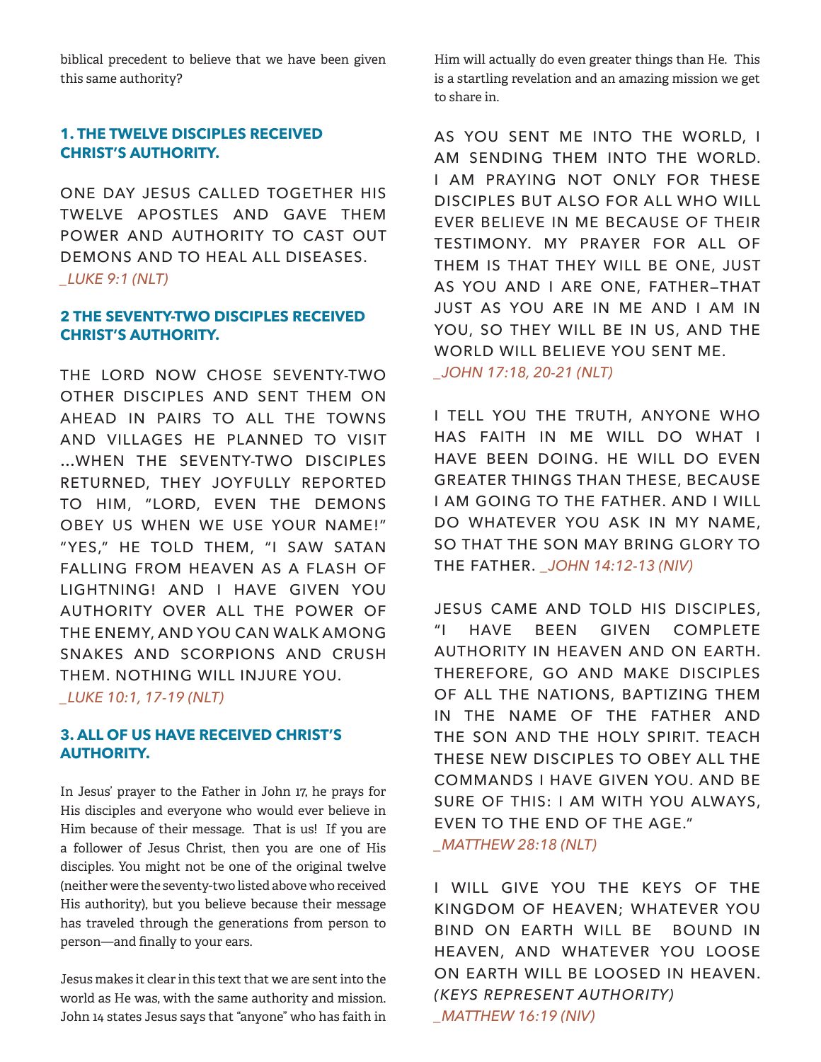biblical precedent to believe that we have been given this same authority?

### 1. THE TWELVE DISCIPLES RECEIVED CHRIST'S AUTHORITY.

ONE DAY JESUS CALLED TOGETHER HIS TWELVE APOSTLES AND GAVE THEM POWER AND AUTHORITY TO CAST OUT DEMONS AND TO HEAL ALL DISEASES. *_LUKE 9:1 (NLT)*

### 2 THE SEVENTY-TWO DISCIPLES RECEIVED CHRIST'S AUTHORITY.

THE LORD NOW CHOSE SEVENTY-TWO OTHER DISCIPLES AND SENT THEM ON AHEAD IN PAIRS TO ALL THE TOWNS AND VILLAGES HE PLANNED TO VISIT ...WHEN THE SEVENTY-TWO DISCIPLES RETURNED, THEY JOYFULLY REPORTED TO HIM, "LORD, EVEN THE DEMONS OBEY US WHEN WE USE YOUR NAME!" "YES," HE TOLD THEM, "I SAW SATAN FALLING FROM HEAVEN AS A FLASH OF LIGHTNING! AND I HAVE GIVEN YOU AUTHORITY OVER ALL THE POWER OF THE ENEMY, AND YOU CAN WALK AMONG SNAKES AND SCORPIONS AND CRUSH THEM. NOTHING WILL INJURE YOU. *_LUKE 10:1, 17-19 (NLT)*

### 3. ALL OF US HAVE RECEIVED CHRIST'S AUTHORITY.

In Jesus' prayer to the Father in John 17, he prays for His disciples and everyone who would ever believe in Him because of their message. That is us! If you are a follower of Jesus Christ, then you are one of His disciples. You might not be one of the original twelve (neither were the seventy-two listed above who received His authority), but you believe because their message has traveled through the generations from person to person—and finally to your ears.

Jesus makes it clear in this text that we are sent into the world as He was, with the same authority and mission. John 14 states Jesus says that "anyone" who has faith in Him will actually do even greater things than He. This is a startling revelation and an amazing mission we get to share in.

AS YOU SENT ME INTO THE WORLD, I AM SENDING THEM INTO THE WORLD. I AM PRAYING NOT ONLY FOR THESE DISCIPLES BUT ALSO FOR ALL WHO WILL EVER BELIEVE IN ME BECAUSE OF THEIR TESTIMONY. MY PRAYER FOR ALL OF THEM IS THAT THEY WILL BE ONE, JUST AS YOU AND I ARE ONE, FATHER–THAT JUST AS YOU ARE IN ME AND I AM IN YOU, SO THEY WILL BE IN US, AND THE WORLD WILL BELIEVE YOU SENT ME. *_JOHN 17:18, 20-21 (NLT)*

I TELL YOU THE TRUTH, ANYONE WHO HAS FAITH IN ME WILL DO WHAT I HAVE BEEN DOING. HE WILL DO EVEN GREATER THINGS THAN THESE, BECAUSE I AM GOING TO THE FATHER. AND I WILL DO WHATEVER YOU ASK IN MY NAME, SO THAT THE SON MAY BRING GLORY TO THE FATHER. *_JOHN 14:12-13 (NIV)*

JESUS CAME AND TOLD HIS DISCIPLES, "I HAVE BEEN GIVEN COMPLETE AUTHORITY IN HEAVEN AND ON EARTH. THEREFORE, GO AND MAKE DISCIPLES OF ALL THE NATIONS, BAPTIZING THEM IN THE NAME OF THE FATHER AND THE SON AND THE HOLY SPIRIT. TEACH THESE NEW DISCIPLES TO OBEY ALL THE COMMANDS I HAVE GIVEN YOU. AND BE SURE OF THIS: I AM WITH YOU ALWAYS, EVEN TO THE END OF THE AGE." *_MATTHEW 28:18 (NLT)*

I WILL GIVE YOU THE KEYS OF THE KINGDOM OF HEAVEN; WHATEVER YOU BIND ON EARTH WILL BE BOUND IN HEAVEN, AND WHATEVER YOU LOOSE ON EARTH WILL BE LOOSED IN HEAVEN. *(KEYS REPRESENT AUTHORITY)* *_MATTHEW 16:19 (NIV)*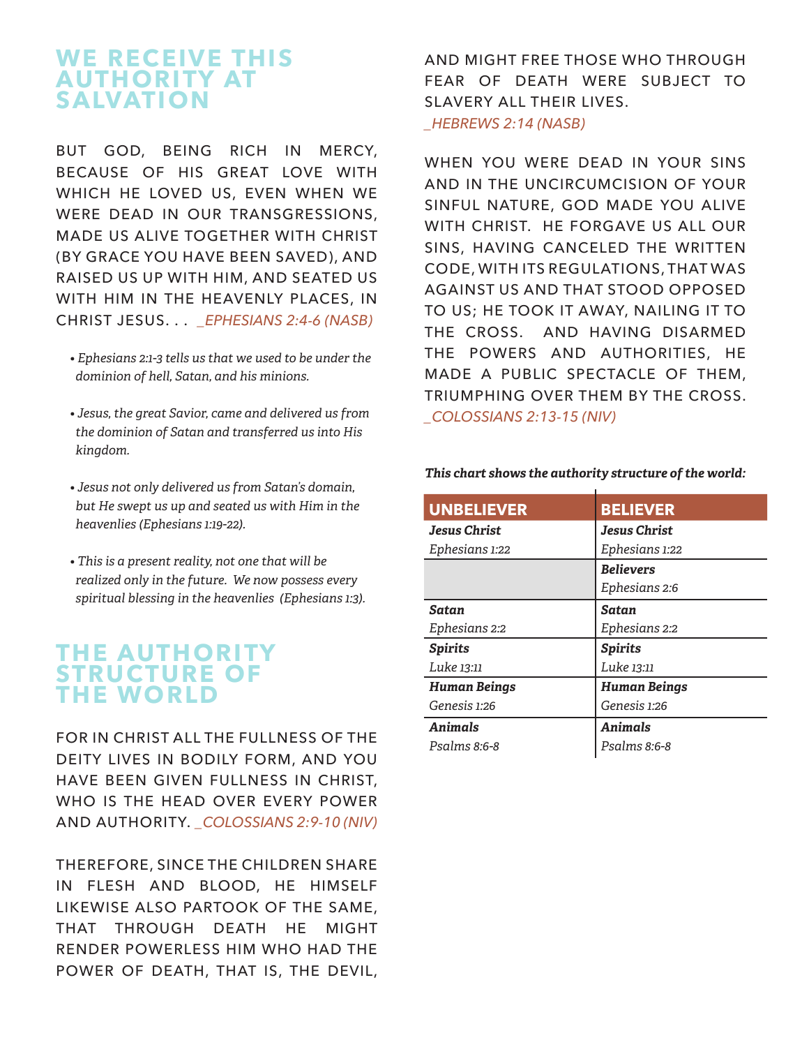## WE RECEIVE THIS AUTHORITY AT SALVATION

BUT GOD, BEING RICH IN MERCY, BECAUSE OF HIS GREAT LOVE WITH WHICH HE LOVED US, EVEN WHEN WE WERE DEAD IN OUR TRANSGRESSIONS, MADE US ALIVE TOGETHER WITH CHRIST (BY GRACE YOU HAVE BEEN SAVED), AND RAISED US UP WITH HIM, AND SEATED US WITH HIM IN THE HEAVENLY PLACES, IN CHRIST JESUS. . . _EPHESIANS 2:4-6 (NASB)

- *Ephesians 2:1-3 tells us that we used to be under the dominion of hell, Satan, and his minions.*
- *Jesus, the great Savior, came and delivered us from the dominion of Satan and transferred us into His kingdom.*
- *Jesus not only delivered us from Satan's domain, but He swept us up and seated us with Him in the heavenlies (Ephesians 1:19-22).*
- *This is a present reality, not one that will be realized only in the future. We now possess every spiritual blessing in the heavenlies (Ephesians 1:3).*

## THE AUTHORITY STRUCTURE OF THE WORLD

FOR IN CHRIST ALL THE FULLNESS OF THE DEITY LIVES IN BODILY FORM, AND YOU HAVE BEEN GIVEN FULLNESS IN CHRIST, WHO IS THE HEAD OVER EVERY POWER AND AUTHORITY. _COLOSSIANS 2:9-10 (NIV)

THEREFORE, SINCE THE CHILDREN SHARE IN FLESH AND BLOOD, HE HIMSELF LIKEWISE ALSO PARTOOK OF THE SAME, THAT THROUGH DEATH HE MIGHT RENDER POWERLESS HIM WHO HAD THE POWER OF DEATH, THAT IS, THE DEVIL, AND MIGHT FREE THOSE WHO THROUGH FEAR OF DEATH WERE SUBJECT TO SLAVERY ALL THEIR LIVES. _HEBREWS 2:14 (NASB)

WHEN YOU WERE DEAD IN YOUR SINS AND IN THE UNCIRCUMCISION OF YOUR SINFUL NATURE, GOD MADE YOU ALIVE WITH CHRIST. HE FORGAVE US ALL OUR SINS, HAVING CANCELED THE WRITTEN CODE, WITH ITS REGULATIONS, THAT WAS AGAINST US AND THAT STOOD OPPOSED TO US; HE TOOK IT AWAY, NAILING IT TO THE CROSS. AND HAVING DISARMED THE POWERS AND AUTHORITIES, HE MADE A PUBLIC SPECTACLE OF THEM, TRIUMPHING OVER THEM BY THE CROSS. _COLOSSIANS 2:13-15 (NIV)

***This chart shows the authority structure of the world:***

| UNBELIEVER | BELIEVER |
|---|---|
| ***Jesus Christ***<br>*Ephesians 1:22* | ***Jesus Christ***<br>*Ephesians 1:22* |
| | ***Believers***<br>*Ephesians 2:6* |
| ***Satan***<br>*Ephesians 2:2* | ***Satan***<br>*Ephesians 2:2* |
| ***Spirits***<br>*Luke 13:11* | ***Spirits***<br>*Luke 13:11* |
| ***Human Beings***<br>*Genesis 1:26* | ***Human Beings***<br>*Genesis 1:26* |
| ***Animals***<br>*Psalms 8:6-8* | ***Animals***<br>*Psalms 8:6-8* |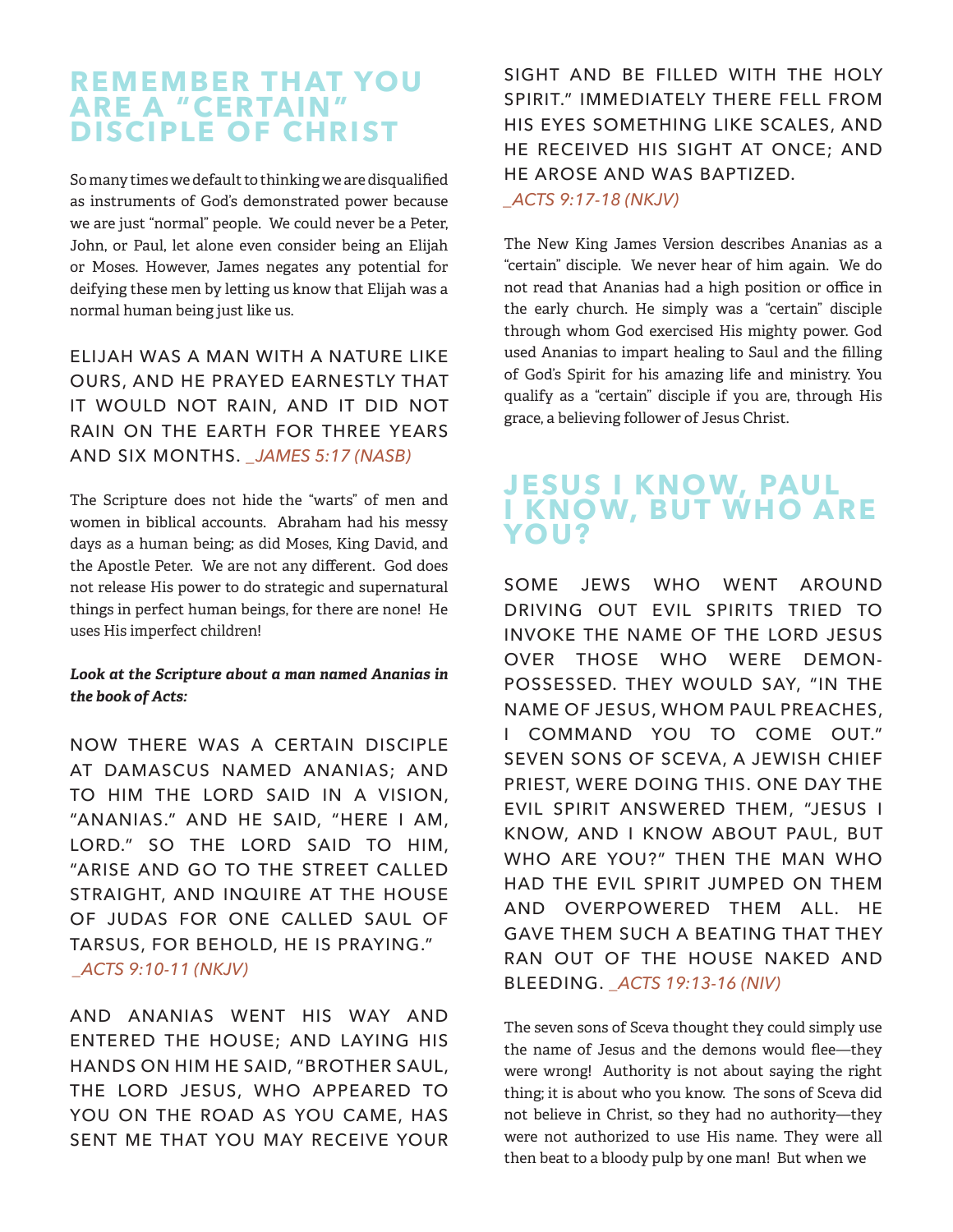## REMEMBER THAT YOU ARE A "CERTAIN" DISCIPLE OF CHRIST

So many times we default to thinking we are disqualified as instruments of God's demonstrated power because we are just "normal" people. We could never be a Peter, John, or Paul, let alone even consider being an Elijah or Moses. However, James negates any potential for deifying these men by letting us know that Elijah was a normal human being just like us.

ELIJAH WAS A MAN WITH A NATURE LIKE OURS, AND HE PRAYED EARNESTLY THAT IT WOULD NOT RAIN, AND IT DID NOT RAIN ON THE EARTH FOR THREE YEARS AND SIX MONTHS. _JAMES 5:17 (NASB)

The Scripture does not hide the "warts" of men and women in biblical accounts. Abraham had his messy days as a human being; as did Moses, King David, and the Apostle Peter. We are not any different. God does not release His power to do strategic and supernatural things in perfect human beings, for there are none! He uses His imperfect children!

***Look at the Scripture about a man named Ananias in the book of Acts:***

NOW THERE WAS A CERTAIN DISCIPLE AT DAMASCUS NAMED ANANIAS; AND TO HIM THE LORD SAID IN A VISION, "ANANIAS." AND HE SAID, "HERE I AM, LORD." SO THE LORD SAID TO HIM, "ARISE AND GO TO THE STREET CALLED STRAIGHT, AND INQUIRE AT THE HOUSE OF JUDAS FOR ONE CALLED SAUL OF TARSUS, FOR BEHOLD, HE IS PRAYING." _ACTS 9:10-11 (NKJV)

AND ANANIAS WENT HIS WAY AND ENTERED THE HOUSE; AND LAYING HIS HANDS ON HIM HE SAID, "BROTHER SAUL, THE LORD JESUS, WHO APPEARED TO YOU ON THE ROAD AS YOU CAME, HAS SENT ME THAT YOU MAY RECEIVE YOUR SIGHT AND BE FILLED WITH THE HOLY SPIRIT." IMMEDIATELY THERE FELL FROM HIS EYES SOMETHING LIKE SCALES, AND HE RECEIVED HIS SIGHT AT ONCE; AND HE AROSE AND WAS BAPTIZED. _ACTS 9:17-18 (NKJV)

The New King James Version describes Ananias as a "certain" disciple. We never hear of him again. We do not read that Ananias had a high position or office in the early church. He simply was a "certain" disciple through whom God exercised His mighty power. God used Ananias to impart healing to Saul and the filling of God's Spirit for his amazing life and ministry. You qualify as a "certain" disciple if you are, through His grace, a believing follower of Jesus Christ.

## JESUS I KNOW, PAUL I KNOW, BUT WHO ARE YOU?

SOME JEWS WHO WENT AROUND DRIVING OUT EVIL SPIRITS TRIED TO INVOKE THE NAME OF THE LORD JESUS OVER THOSE WHO WERE DEMON-POSSESSED. THEY WOULD SAY, "IN THE NAME OF JESUS, WHOM PAUL PREACHES, I COMMAND YOU TO COME OUT." SEVEN SONS OF SCEVA, A JEWISH CHIEF PRIEST, WERE DOING THIS. ONE DAY THE EVIL SPIRIT ANSWERED THEM, "JESUS I KNOW, AND I KNOW ABOUT PAUL, BUT WHO ARE YOU?" THEN THE MAN WHO HAD THE EVIL SPIRIT JUMPED ON THEM AND OVERPOWERED THEM ALL. HE GAVE THEM SUCH A BEATING THAT THEY RAN OUT OF THE HOUSE NAKED AND BLEEDING. _ACTS 19:13-16 (NIV)

The seven sons of Sceva thought they could simply use the name of Jesus and the demons would flee—they were wrong! Authority is not about saying the right thing; it is about who you know. The sons of Sceva did not believe in Christ, so they had no authority—they were not authorized to use His name. They were all then beat to a bloody pulp by one man! But when we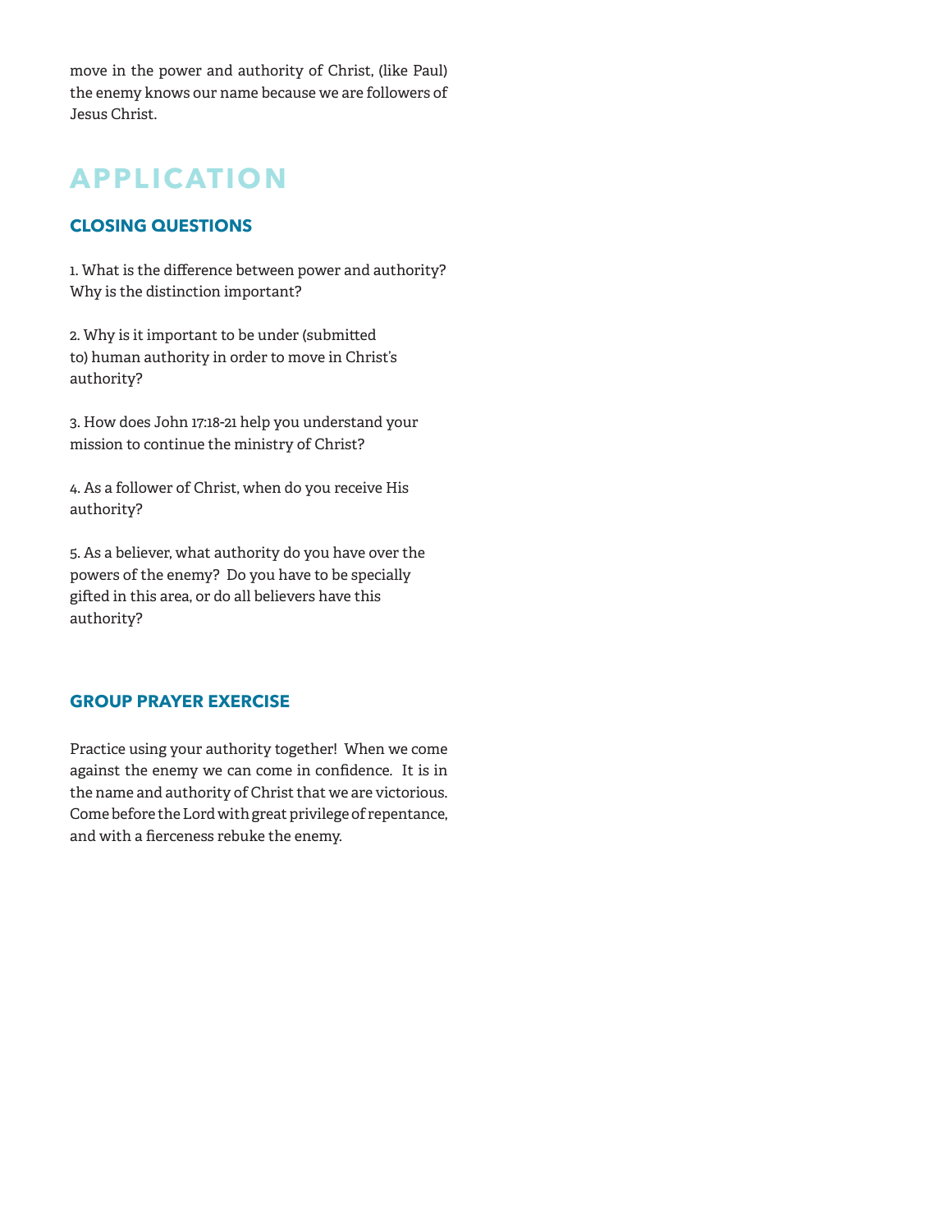move in the power and authority of Christ, (like Paul) the enemy knows our name because we are followers of Jesus Christ.

# APPLICATION

## CLOSING QUESTIONS

1. What is the difference between power and authority? Why is the distinction important?

2. Why is it important to be under (submitted to) human authority in order to move in Christ's authority?

3. How does John 17:18-21 help you understand your mission to continue the ministry of Christ?

4. As a follower of Christ, when do you receive His authority?

5. As a believer, what authority do you have over the powers of the enemy? Do you have to be specially gifted in this area, or do all believers have this authority?

## GROUP PRAYER EXERCISE

Practice using your authority together! When we come against the enemy we can come in confidence. It is in the name and authority of Christ that we are victorious. Come before the Lord with great privilege of repentance, and with a fierceness rebuke the enemy.